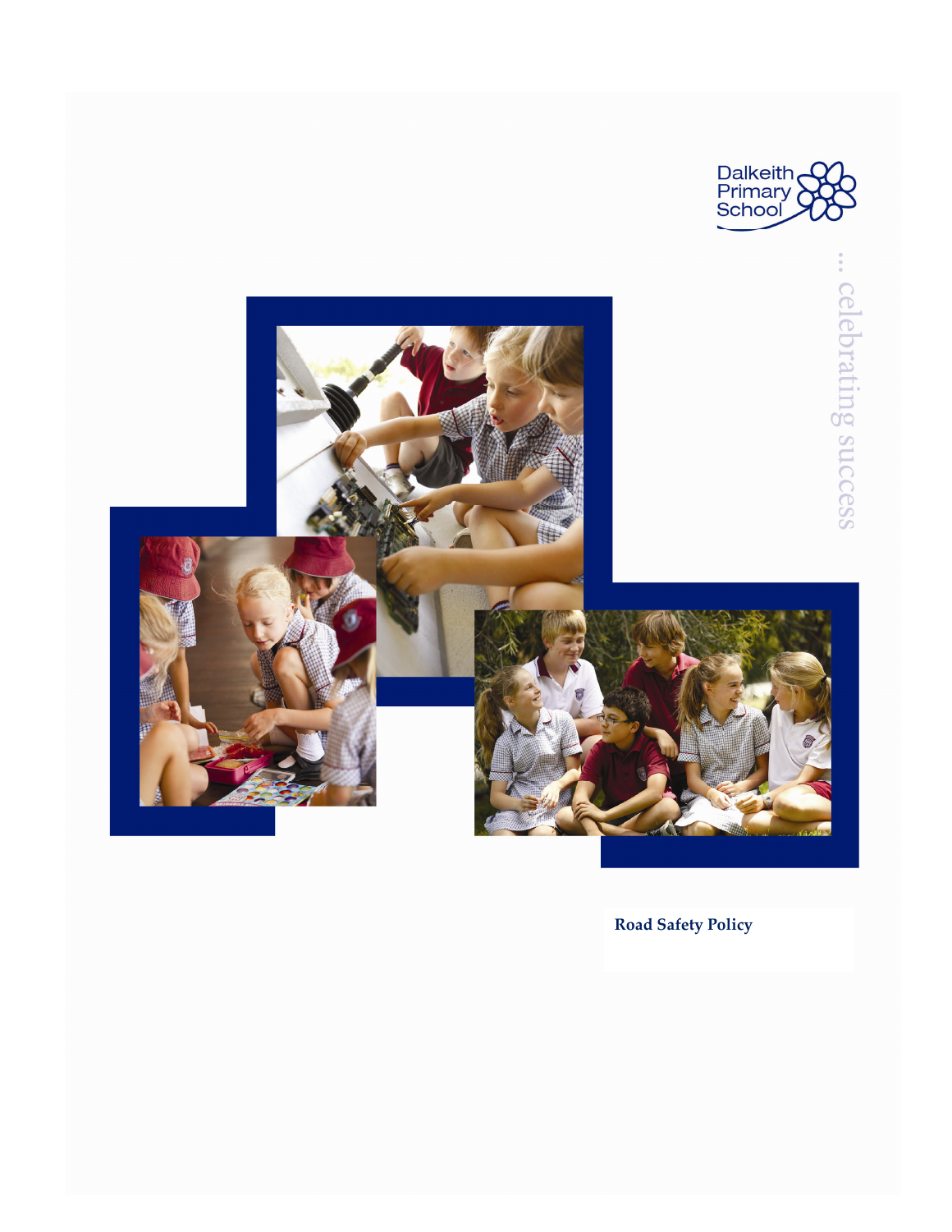Dalkeith Primary School

... celebrating success

# Road Safety Policy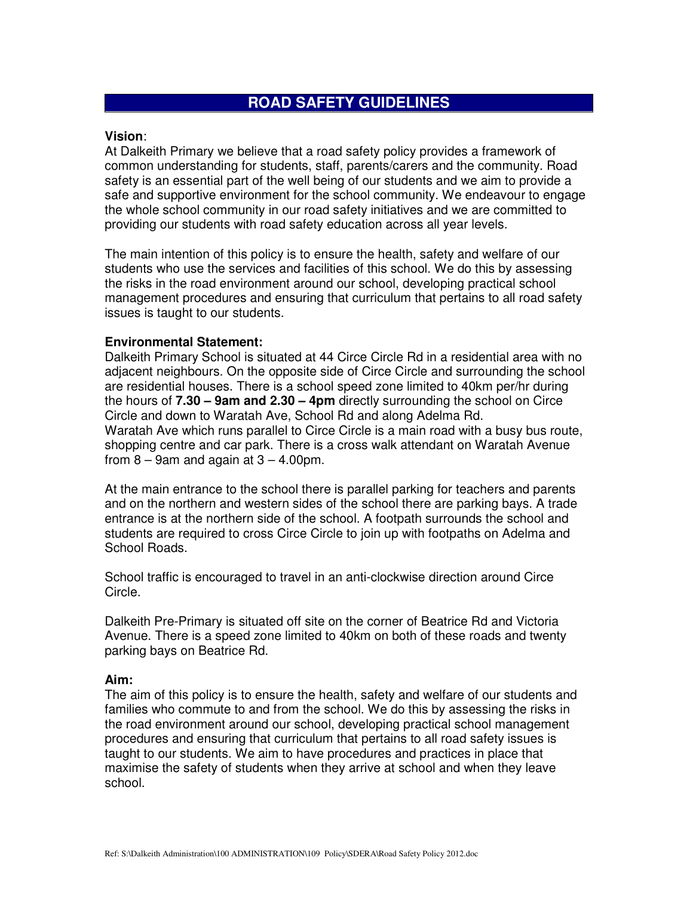# ROAD SAFETY GUIDELINES

**Vision**:
At Dalkeith Primary we believe that a road safety policy provides a framework of common understanding for students, staff, parents/carers and the community. Road safety is an essential part of the well being of our students and we aim to provide a safe and supportive environment for the school community. We endeavour to engage the whole school community in our road safety initiatives and we are committed to providing our students with road safety education across all year levels.

The main intention of this policy is to ensure the health, safety and welfare of our students who use the services and facilities of this school. We do this by assessing the risks in the road environment around our school, developing practical school management procedures and ensuring that curriculum that pertains to all road safety issues is taught to our students.

**Environmental Statement:**
Dalkeith Primary School is situated at 44 Circe Circle Rd in a residential area with no adjacent neighbours. On the opposite side of Circe Circle and surrounding the school are residential houses. There is a school speed zone limited to 40km per/hr during the hours of **7.30 – 9am and 2.30 – 4pm** directly surrounding the school on Circe Circle and down to Waratah Ave, School Rd and along Adelma Rd.
Waratah Ave which runs parallel to Circe Circle is a main road with a busy bus route, shopping centre and car park. There is a cross walk attendant on Waratah Avenue from 8 – 9am and again at 3 – 4.00pm.

At the main entrance to the school there is parallel parking for teachers and parents and on the northern and western sides of the school there are parking bays. A trade entrance is at the northern side of the school. A footpath surrounds the school and students are required to cross Circe Circle to join up with footpaths on Adelma and School Roads.

School traffic is encouraged to travel in an anti-clockwise direction around Circe Circle.

Dalkeith Pre-Primary is situated off site on the corner of Beatrice Rd and Victoria Avenue. There is a speed zone limited to 40km on both of these roads and twenty parking bays on Beatrice Rd.

**Aim:**
The aim of this policy is to ensure the health, safety and welfare of our students and families who commute to and from the school. We do this by assessing the risks in the road environment around our school, developing practical school management procedures and ensuring that curriculum that pertains to all road safety issues is taught to our students. We aim to have procedures and practices in place that maximise the safety of students when they arrive at school and when they leave school.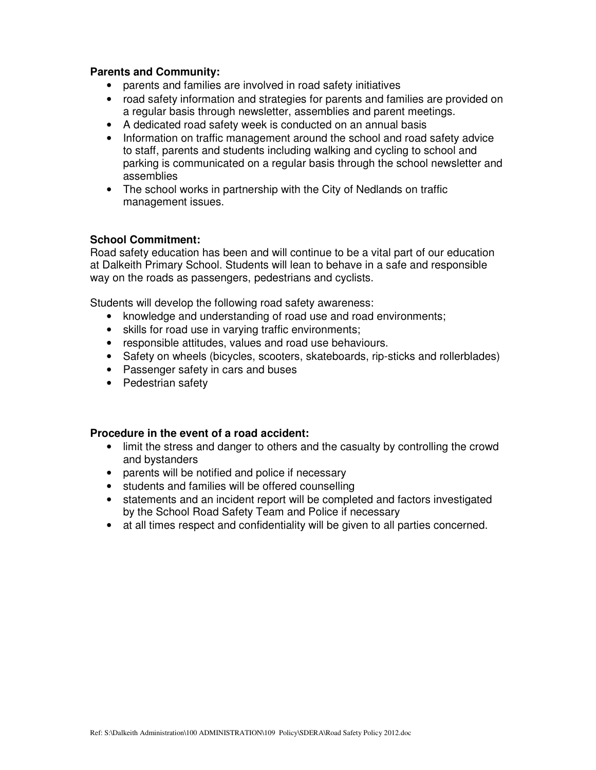**Parents and Community:**

- parents and families are involved in road safety initiatives
- road safety information and strategies for parents and families are provided on a regular basis through newsletter, assemblies and parent meetings.
- A dedicated road safety week is conducted on an annual basis
- Information on traffic management around the school and road safety advice to staff, parents and students including walking and cycling to school and parking is communicated on a regular basis through the school newsletter and assemblies
- The school works in partnership with the City of Nedlands on traffic management issues.

**School Commitment:**

Road safety education has been and will continue to be a vital part of our education at Dalkeith Primary School. Students will lean to behave in a safe and responsible way on the roads as passengers, pedestrians and cyclists.

Students will develop the following road safety awareness:

- knowledge and understanding of road use and road environments;
- skills for road use in varying traffic environments;
- responsible attitudes, values and road use behaviours.
- Safety on wheels (bicycles, scooters, skateboards, rip-sticks and rollerblades)
- Passenger safety in cars and buses
- Pedestrian safety

**Procedure in the event of a road accident:**

- limit the stress and danger to others and the casualty by controlling the crowd and bystanders
- parents will be notified and police if necessary
- students and families will be offered counselling
- statements and an incident report will be completed and factors investigated by the School Road Safety Team and Police if necessary
- at all times respect and confidentiality will be given to all parties concerned.